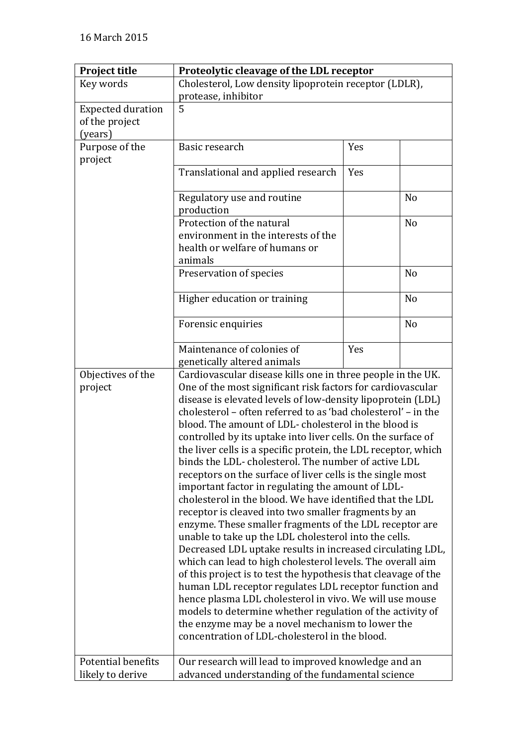16 March 2015

| Project title | **Proteolytic cleavage of the LDL receptor** | | |
|---|---|---|---|
| Key words | Cholesterol, Low density lipoprotein receptor (LDLR), protease, inhibitor | | |
| Expected duration of the project (years) | 5 | | |
| Purpose of the project | Basic research | Yes | |
| | Translational and applied research | Yes | |
| | Regulatory use and routine production | | No |
| | Protection of the natural environment in the interests of the health or welfare of humans or animals | | No |
| | Preservation of species | | No |
| | Higher education or training | | No |
| | Forensic enquiries | | No |
| | Maintenance of colonies of genetically altered animals | Yes | |
| Objectives of the project | Cardiovascular disease kills one in three people in the UK. One of the most significant risk factors for cardiovascular disease is elevated levels of low-density lipoprotein (LDL) cholesterol – often referred to as 'bad cholesterol' – in the blood. The amount of LDL- cholesterol in the blood is controlled by its uptake into liver cells. On the surface of the liver cells is a specific protein, the LDL receptor, which binds the LDL- cholesterol. The number of active LDL receptors on the surface of liver cells is the single most important factor in regulating the amount of LDL-cholesterol in the blood. We have identified that the LDL receptor is cleaved into two smaller fragments by an enzyme. These smaller fragments of the LDL receptor are unable to take up the LDL cholesterol into the cells. Decreased LDL uptake results in increased circulating LDL, which can lead to high cholesterol levels. The overall aim of this project is to test the hypothesis that cleavage of the human LDL receptor regulates LDL receptor function and hence plasma LDL cholesterol in vivo. We will use mouse models to determine whether regulation of the activity of the enzyme may be a novel mechanism to lower the concentration of LDL-cholesterol in the blood. | | |
| Potential benefits likely to derive | Our research will lead to improved knowledge and an advanced understanding of the fundamental science | | |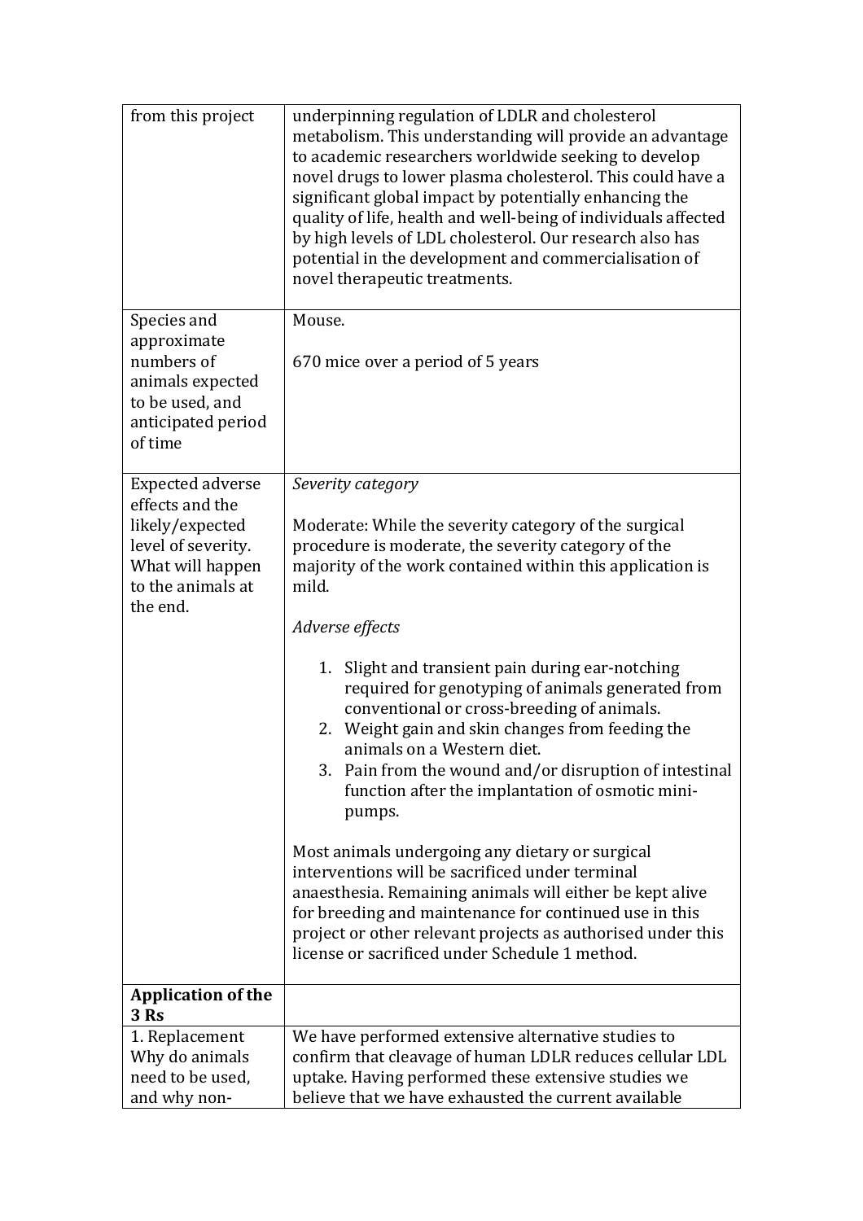| | |
|---|---|
| from this project | underpinning regulation of LDLR and cholesterol metabolism. This understanding will provide an advantage to academic researchers worldwide seeking to develop novel drugs to lower plasma cholesterol. This could have a significant global impact by potentially enhancing the quality of life, health and well-being of individuals affected by high levels of LDL cholesterol. Our research also has potential in the development and commercialisation of novel therapeutic treatments. |
| Species and approximate numbers of animals expected to be used, and anticipated period of time | Mouse.<br><br>670 mice over a period of 5 years |
| Expected adverse effects and the likely/expected level of severity. What will happen to the animals at the end. | *Severity category*<br><br>Moderate: While the severity category of the surgical procedure is moderate, the severity category of the majority of the work contained within this application is mild.<br><br>*Adverse effects*<br><br>1. Slight and transient pain during ear-notching required for genotyping of animals generated from conventional or cross-breeding of animals.<br>2. Weight gain and skin changes from feeding the animals on a Western diet.<br>3. Pain from the wound and/or disruption of intestinal function after the implantation of osmotic mini-pumps.<br><br>Most animals undergoing any dietary or surgical interventions will be sacrificed under terminal anaesthesia. Remaining animals will either be kept alive for breeding and maintenance for continued use in this project or other relevant projects as authorised under this license or sacrificed under Schedule 1 method. |
| **Application of the 3 Rs** | |
| 1. Replacement<br>Why do animals need to be used, and why non- | We have performed extensive alternative studies to confirm that cleavage of human LDLR reduces cellular LDL uptake. Having performed these extensive studies we believe that we have exhausted the current available |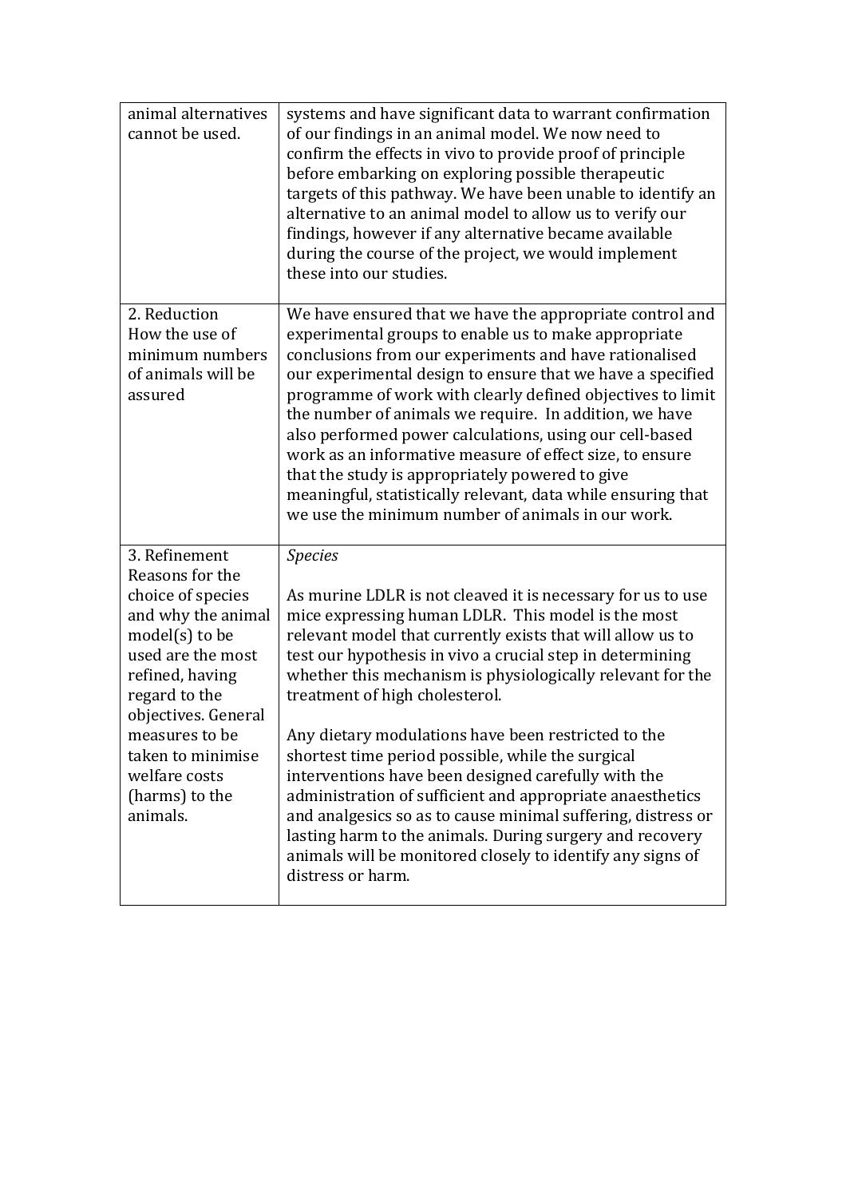| | |
|---|---|
| animal alternatives cannot be used. | systems and have significant data to warrant confirmation of our findings in an animal model. We now need to confirm the effects in vivo to provide proof of principle before embarking on exploring possible therapeutic targets of this pathway. We have been unable to identify an alternative to an animal model to allow us to verify our findings, however if any alternative became available during the course of the project, we would implement these into our studies. |
| 2. Reduction<br>How the use of minimum numbers of animals will be assured | We have ensured that we have the appropriate control and experimental groups to enable us to make appropriate conclusions from our experiments and have rationalised our experimental design to ensure that we have a specified programme of work with clearly defined objectives to limit the number of animals we require. In addition, we have also performed power calculations, using our cell-based work as an informative measure of effect size, to ensure that the study is appropriately powered to give meaningful, statistically relevant, data while ensuring that we use the minimum number of animals in our work. |
| 3. Refinement<br>Reasons for the choice of species and why the animal model(s) to be used are the most refined, having regard to the objectives. General measures to be taken to minimise welfare costs (harms) to the animals. | *Species*<br><br>As murine LDLR is not cleaved it is necessary for us to use mice expressing human LDLR. This model is the most relevant model that currently exists that will allow us to test our hypothesis in vivo a crucial step in determining whether this mechanism is physiologically relevant for the treatment of high cholesterol.<br><br>Any dietary modulations have been restricted to the shortest time period possible, while the surgical interventions have been designed carefully with the administration of sufficient and appropriate anaesthetics and analgesics so as to cause minimal suffering, distress or lasting harm to the animals. During surgery and recovery animals will be monitored closely to identify any signs of distress or harm. |